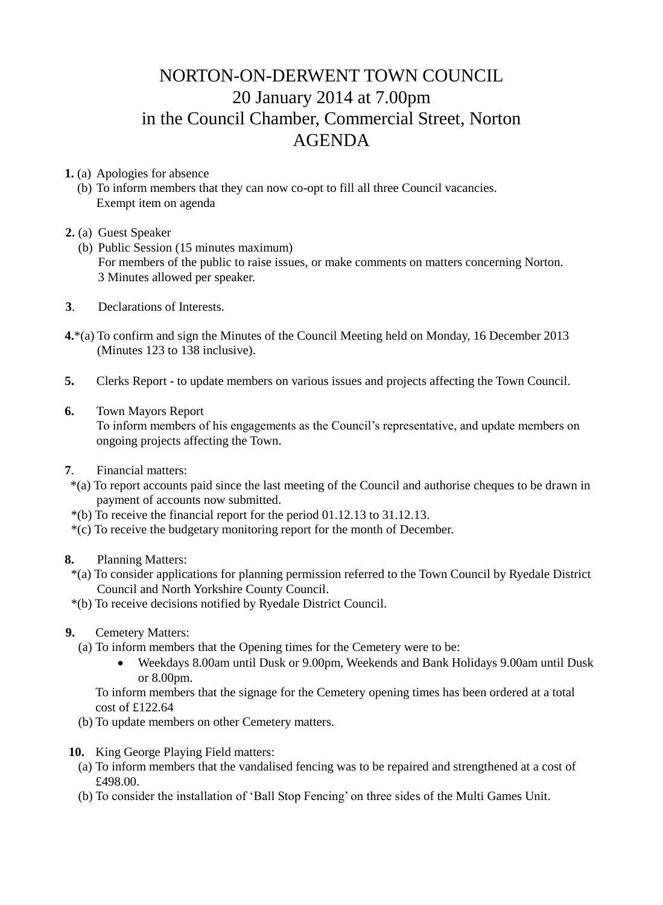# NORTON-ON-DERWENT TOWN COUNCIL
## 20 January 2014 at 7.00pm
## in the Council Chamber, Commercial Street, Norton
## AGENDA

**1.** (a) Apologies for absence
(b) To inform members that they can now co-opt to fill all three Council vacancies.
Exempt item on agenda

**2.** (a) Guest Speaker
(b) Public Session (15 minutes maximum)
For members of the public to raise issues, or make comments on matters concerning Norton.
3 Minutes allowed per speaker.

**3**. Declarations of Interests.

**4.***(a) To confirm and sign the Minutes of the Council Meeting held on Monday, 16 December 2013 (Minutes 123 to 138 inclusive).

**5.** Clerks Report - to update members on various issues and projects affecting the Town Council.

**6.** Town Mayors Report
To inform members of his engagements as the Council's representative, and update members on ongoing projects affecting the Town.

**7**. Financial matters:
*(a) To report accounts paid since the last meeting of the Council and authorise cheques to be drawn in payment of accounts now submitted.
*(b) To receive the financial report for the period 01.12.13 to 31.12.13.
*(c) To receive the budgetary monitoring report for the month of December.

**8.** Planning Matters:
*(a) To consider applications for planning permission referred to the Town Council by Ryedale District Council and North Yorkshire County Council.
*(b) To receive decisions notified by Ryedale District Council.

**9.** Cemetery Matters:
(a) To inform members that the Opening times for the Cemetery were to be:
- Weekdays 8.00am until Dusk or 9.00pm, Weekends and Bank Holidays 9.00am until Dusk or 8.00pm.

To inform members that the signage for the Cemetery opening times has been ordered at a total cost of £122.64
(b) To update members on other Cemetery matters.

**10.** King George Playing Field matters:
(a) To inform members that the vandalised fencing was to be repaired and strengthened at a cost of £498.00.
(b) To consider the installation of 'Ball Stop Fencing' on three sides of the Multi Games Unit.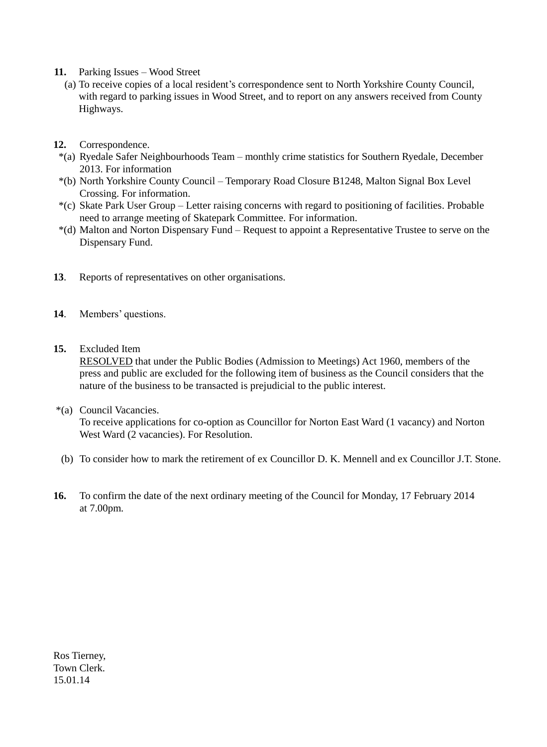**11.** Parking Issues – Wood Street

(a) To receive copies of a local resident's correspondence sent to North Yorkshire County Council, with regard to parking issues in Wood Street, and to report on any answers received from County Highways.

**12.** Correspondence.

*(a) Ryedale Safer Neighbourhoods Team – monthly crime statistics for Southern Ryedale, December 2013. For information

*(b) North Yorkshire County Council – Temporary Road Closure B1248, Malton Signal Box Level Crossing. For information.

*(c) Skate Park User Group – Letter raising concerns with regard to positioning of facilities. Probable need to arrange meeting of Skatepark Committee. For information.

*(d) Malton and Norton Dispensary Fund – Request to appoint a Representative Trustee to serve on the Dispensary Fund.

**13**. Reports of representatives on other organisations.

**14**. Members' questions.

**15.** Excluded Item

<u>RESOLVED</u> that under the Public Bodies (Admission to Meetings) Act 1960, members of the press and public are excluded for the following item of business as the Council considers that the nature of the business to be transacted is prejudicial to the public interest.

*(a) Council Vacancies.
To receive applications for co-option as Councillor for Norton East Ward (1 vacancy) and Norton West Ward (2 vacancies). For Resolution.

(b) To consider how to mark the retirement of ex Councillor D. K. Mennell and ex Councillor J.T. Stone.

**16.** To confirm the date of the next ordinary meeting of the Council for Monday, 17 February 2014 at 7.00pm.

Ros Tierney,
Town Clerk.
15.01.14